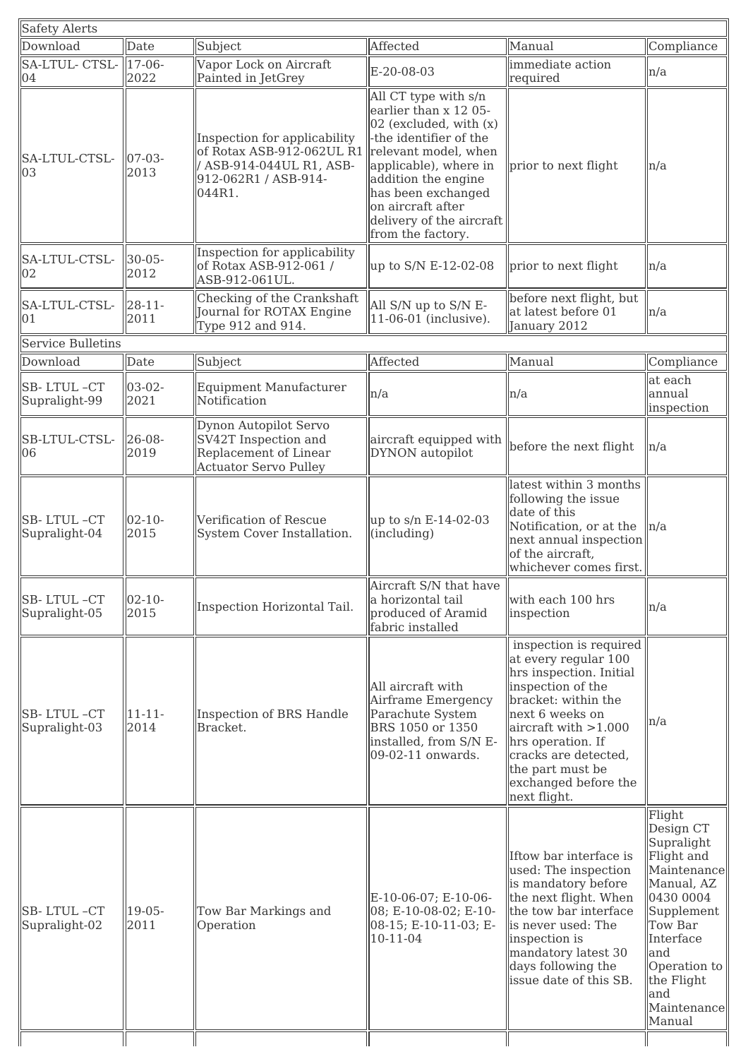## Safety Alerts

| Download | Date | Subject | Affected | Manual | Compliance |
|---|---|---|---|---|---|
| SA-LTUL- CTSL-04 | 17-06-2022 | Vapor Lock on Aircraft Painted in JetGrey | E-20-08-03 | immediate action required | n/a |
| SA-LTUL-CTSL-03 | 07-03-2013 | Inspection for applicability of Rotax ASB-912-062UL R1 / ASB-914-044UL R1, ASB-912-062R1 / ASB-914-044R1. | All CT type with s/n earlier than x 12 05-02 (excluded, with (x) -the identifier of the relevant model, when applicable), where in addition the engine has been exchanged on aircraft after delivery of the aircraft from the factory. | prior to next flight | n/a |
| SA-LTUL-CTSL-02 | 30-05-2012 | Inspection for applicability of Rotax ASB-912-061 / ASB-912-061UL. | up to S/N E-12-02-08 | prior to next flight | n/a |
| SA-LTUL-CTSL-01 | 28-11-2011 | Checking of the Crankshaft Journal for ROTAX Engine Type 912 and 914. | All S/N up to S/N E-11-06-01 (inclusive). | before next flight, but at latest before 01 January 2012 | n/a |

## Service Bulletins

| Download | Date | Subject | Affected | Manual | Compliance |
|---|---|---|---|---|---|
| SB- LTUL –CT Supralight-99 | 03-02-2021 | Equipment Manufacturer Notification | n/a | n/a | at each annual inspection |
| SB-LTUL-CTSL-06 | 26-08-2019 | Dynon Autopilot Servo SV42T Inspection and Replacement of Linear Actuator Servo Pulley | aircraft equipped with DYNON autopilot | before the next flight | n/a |
| SB- LTUL –CT Supralight-04 | 02-10-2015 | Verification of Rescue System Cover Installation. | up to s/n E-14-02-03 (including) | latest within 3 months following the issue date of this Notification, or at the next annual inspection of the aircraft, whichever comes first. | n/a |
| SB- LTUL –CT Supralight-05 | 02-10-2015 | Inspection Horizontal Tail. | Aircraft S/N that have a horizontal tail produced of Aramid fabric installed | with each 100 hrs inspection | n/a |
| SB- LTUL –CT Supralight-03 | 11-11-2014 | Inspection of BRS Handle Bracket. | All aircraft with Airframe Emergency Parachute System BRS 1050 or 1350 installed, from S/N E-09-02-11 onwards. | inspection is required at every regular 100 hrs inspection. Initial inspection of the bracket: within the next 6 weeks on aircraft with >1.000 hrs operation. If cracks are detected, the part must be exchanged before the next flight. | n/a |
| SB- LTUL –CT Supralight-02 | 19-05-2011 | Tow Bar Markings and Operation | E-10-06-07; E-10-06-08; E-10-08-02; E-10-08-15; E-10-11-03; E-10-11-04 | Iftow bar interface is used: The inspection is mandatory before the next flight. When the tow bar interface is never used: The inspection is mandatory latest 30 days following the issue date of this SB. | Flight Design CT Supralight Flight and Maintenance Manual, AZ 0430 0004 Supplement Tow Bar Interface and Operation to the Flight and Maintenance Manual |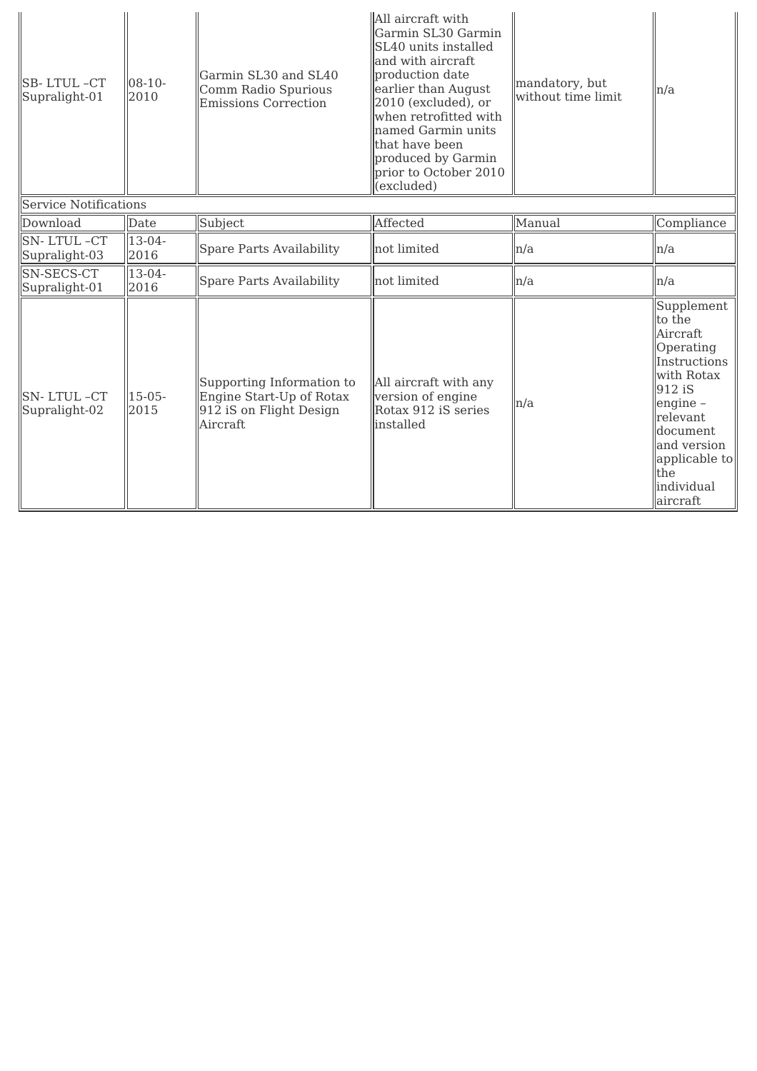| | | | | | |
|---|---|---|---|---|---|
| SB- LTUL –CT Supralight-01 | 08-10-2010 | Garmin SL30 and SL40 Comm Radio Spurious Emissions Correction | All aircraft with Garmin SL30 Garmin SL40 units installed and with aircraft production date earlier than August 2010 (excluded), or when retrofitted with named Garmin units that have been produced by Garmin prior to October 2010 (excluded) | mandatory, but without time limit | n/a |
| Service Notifications | | | | | |
| Download | Date | Subject | Affected | Manual | Compliance |
| SN- LTUL –CT Supralight-03 | 13-04-2016 | Spare Parts Availability | not limited | n/a | n/a |
| SN-SECS-CT Supralight-01 | 13-04-2016 | Spare Parts Availability | not limited | n/a | n/a |
| SN- LTUL –CT Supralight-02 | 15-05-2015 | Supporting Information to Engine Start-Up of Rotax 912 iS on Flight Design Aircraft | All aircraft with any version of engine Rotax 912 iS series installed | n/a | Supplement to the Aircraft Operating Instructions with Rotax 912 iS engine – relevant document and version applicable to the individual aircraft |